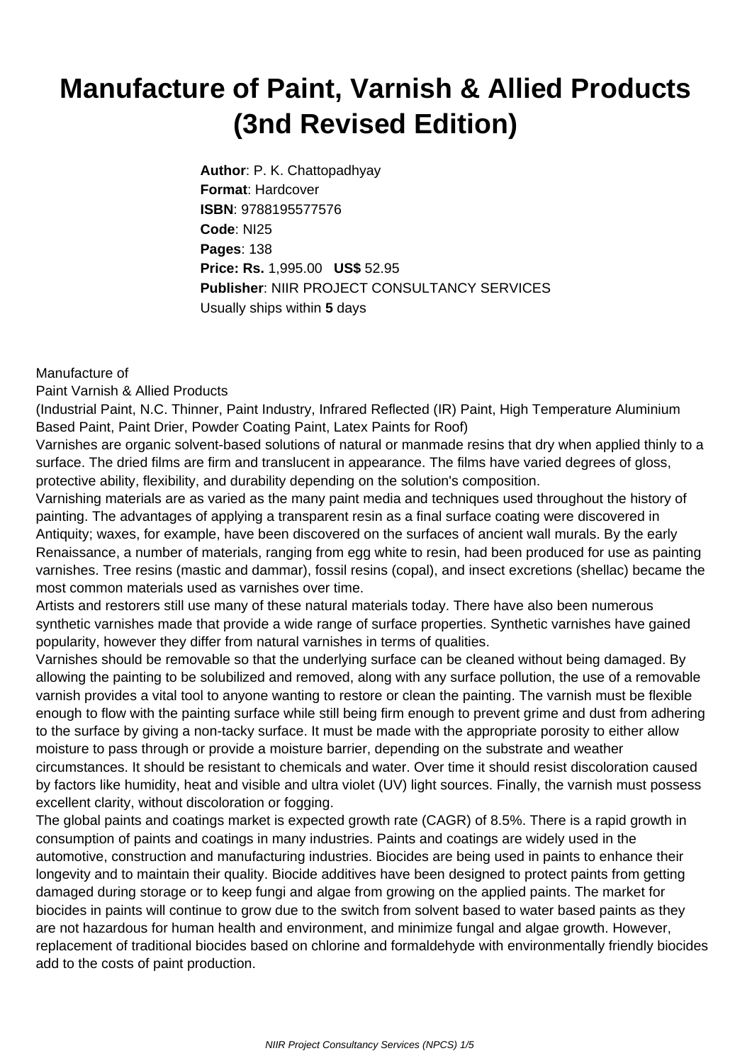# Manufacture of Paint, Varnish & Allied Products (3nd Revised Edition)

**Author**: P. K. Chattopadhyay
**Format**: Hardcover
**ISBN**: 9788195577576
**Code**: NI25
**Pages**: 138
**Price: Rs.** 1,995.00 **US$** 52.95
**Publisher**: NIIR PROJECT CONSULTANCY SERVICES
Usually ships within **5** days

Manufacture of
Paint Varnish & Allied Products
(Industrial Paint, N.C. Thinner, Paint Industry, Infrared Reflected (IR) Paint, High Temperature Aluminium Based Paint, Paint Drier, Powder Coating Paint, Latex Paints for Roof)

Varnishes are organic solvent-based solutions of natural or manmade resins that dry when applied thinly to a surface. The dried films are firm and translucent in appearance. The films have varied degrees of gloss, protective ability, flexibility, and durability depending on the solution's composition.

Varnishing materials are as varied as the many paint media and techniques used throughout the history of painting. The advantages of applying a transparent resin as a final surface coating were discovered in Antiquity; waxes, for example, have been discovered on the surfaces of ancient wall murals. By the early Renaissance, a number of materials, ranging from egg white to resin, had been produced for use as painting varnishes. Tree resins (mastic and dammar), fossil resins (copal), and insect excretions (shellac) became the most common materials used as varnishes over time.

Artists and restorers still use many of these natural materials today. There have also been numerous synthetic varnishes made that provide a wide range of surface properties. Synthetic varnishes have gained popularity, however they differ from natural varnishes in terms of qualities.

Varnishes should be removable so that the underlying surface can be cleaned without being damaged. By allowing the painting to be solubilized and removed, along with any surface pollution, the use of a removable varnish provides a vital tool to anyone wanting to restore or clean the painting. The varnish must be flexible enough to flow with the painting surface while still being firm enough to prevent grime and dust from adhering to the surface by giving a non-tacky surface. It must be made with the appropriate porosity to either allow moisture to pass through or provide a moisture barrier, depending on the substrate and weather circumstances. It should be resistant to chemicals and water. Over time it should resist discoloration caused by factors like humidity, heat and visible and ultra violet (UV) light sources. Finally, the varnish must possess excellent clarity, without discoloration or fogging.

The global paints and coatings market is expected growth rate (CAGR) of 8.5%. There is a rapid growth in consumption of paints and coatings in many industries. Paints and coatings are widely used in the automotive, construction and manufacturing industries. Biocides are being used in paints to enhance their longevity and to maintain their quality. Biocide additives have been designed to protect paints from getting damaged during storage or to keep fungi and algae from growing on the applied paints. The market for biocides in paints will continue to grow due to the switch from solvent based to water based paints as they are not hazardous for human health and environment, and minimize fungal and algae growth. However, replacement of traditional biocides based on chlorine and formaldehyde with environmentally friendly biocides add to the costs of paint production.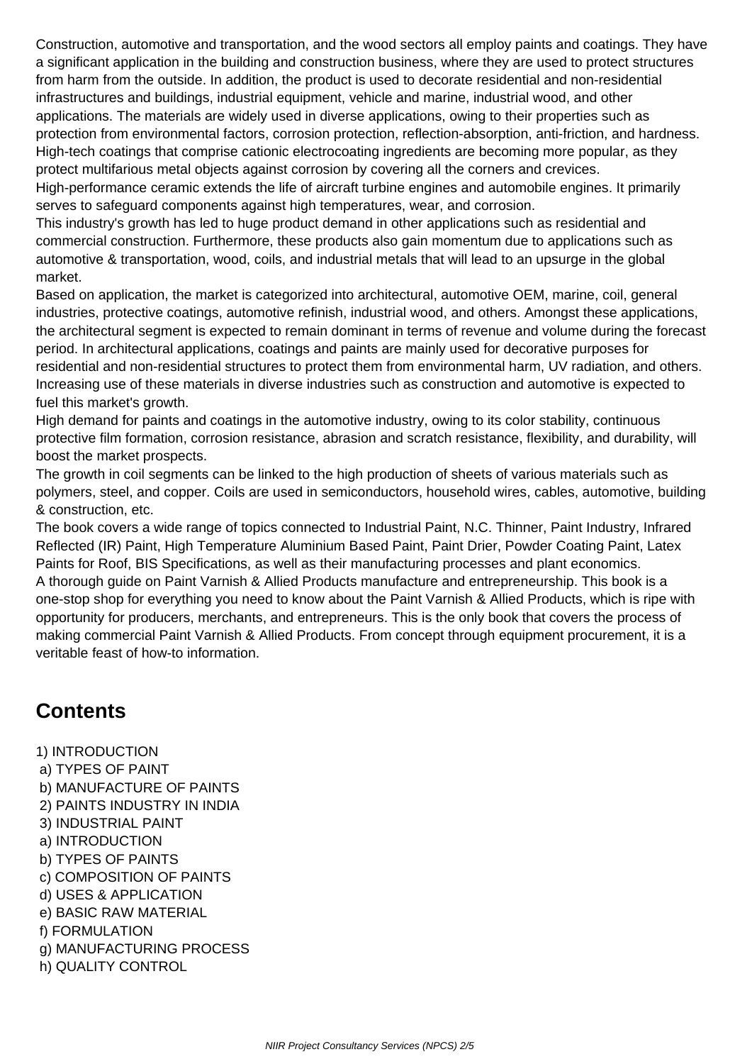Construction, automotive and transportation, and the wood sectors all employ paints and coatings. They have a significant application in the building and construction business, where they are used to protect structures from harm from the outside. In addition, the product is used to decorate residential and non-residential infrastructures and buildings, industrial equipment, vehicle and marine, industrial wood, and other applications. The materials are widely used in diverse applications, owing to their properties such as protection from environmental factors, corrosion protection, reflection-absorption, anti-friction, and hardness. High-tech coatings that comprise cationic electrocoating ingredients are becoming more popular, as they protect multifarious metal objects against corrosion by covering all the corners and crevices.
High-performance ceramic extends the life of aircraft turbine engines and automobile engines. It primarily serves to safeguard components against high temperatures, wear, and corrosion.
This industry's growth has led to huge product demand in other applications such as residential and commercial construction. Furthermore, these products also gain momentum due to applications such as automotive & transportation, wood, coils, and industrial metals that will lead to an upsurge in the global market.
Based on application, the market is categorized into architectural, automotive OEM, marine, coil, general industries, protective coatings, automotive refinish, industrial wood, and others. Amongst these applications, the architectural segment is expected to remain dominant in terms of revenue and volume during the forecast period. In architectural applications, coatings and paints are mainly used for decorative purposes for residential and non-residential structures to protect them from environmental harm, UV radiation, and others. Increasing use of these materials in diverse industries such as construction and automotive is expected to fuel this market's growth.
High demand for paints and coatings in the automotive industry, owing to its color stability, continuous protective film formation, corrosion resistance, abrasion and scratch resistance, flexibility, and durability, will boost the market prospects.
The growth in coil segments can be linked to the high production of sheets of various materials such as polymers, steel, and copper. Coils are used in semiconductors, household wires, cables, automotive, building & construction, etc.
The book covers a wide range of topics connected to Industrial Paint, N.C. Thinner, Paint Industry, Infrared Reflected (IR) Paint, High Temperature Aluminium Based Paint, Paint Drier, Powder Coating Paint, Latex Paints for Roof, BIS Specifications, as well as their manufacturing processes and plant economics.
A thorough guide on Paint Varnish & Allied Products manufacture and entrepreneurship. This book is a one-stop shop for everything you need to know about the Paint Varnish & Allied Products, which is ripe with opportunity for producers, merchants, and entrepreneurs. This is the only book that covers the process of making commercial Paint Varnish & Allied Products. From concept through equipment procurement, it is a veritable feast of how-to information.

## Contents

1) INTRODUCTION
 a) TYPES OF PAINT
 b) MANUFACTURE OF PAINTS
 2) PAINTS INDUSTRY IN INDIA
 3) INDUSTRIAL PAINT
 a) INTRODUCTION
 b) TYPES OF PAINTS
 c) COMPOSITION OF PAINTS
 d) USES & APPLICATION
 e) BASIC RAW MATERIAL
 f) FORMULATION
 g) MANUFACTURING PROCESS
 h) QUALITY CONTROL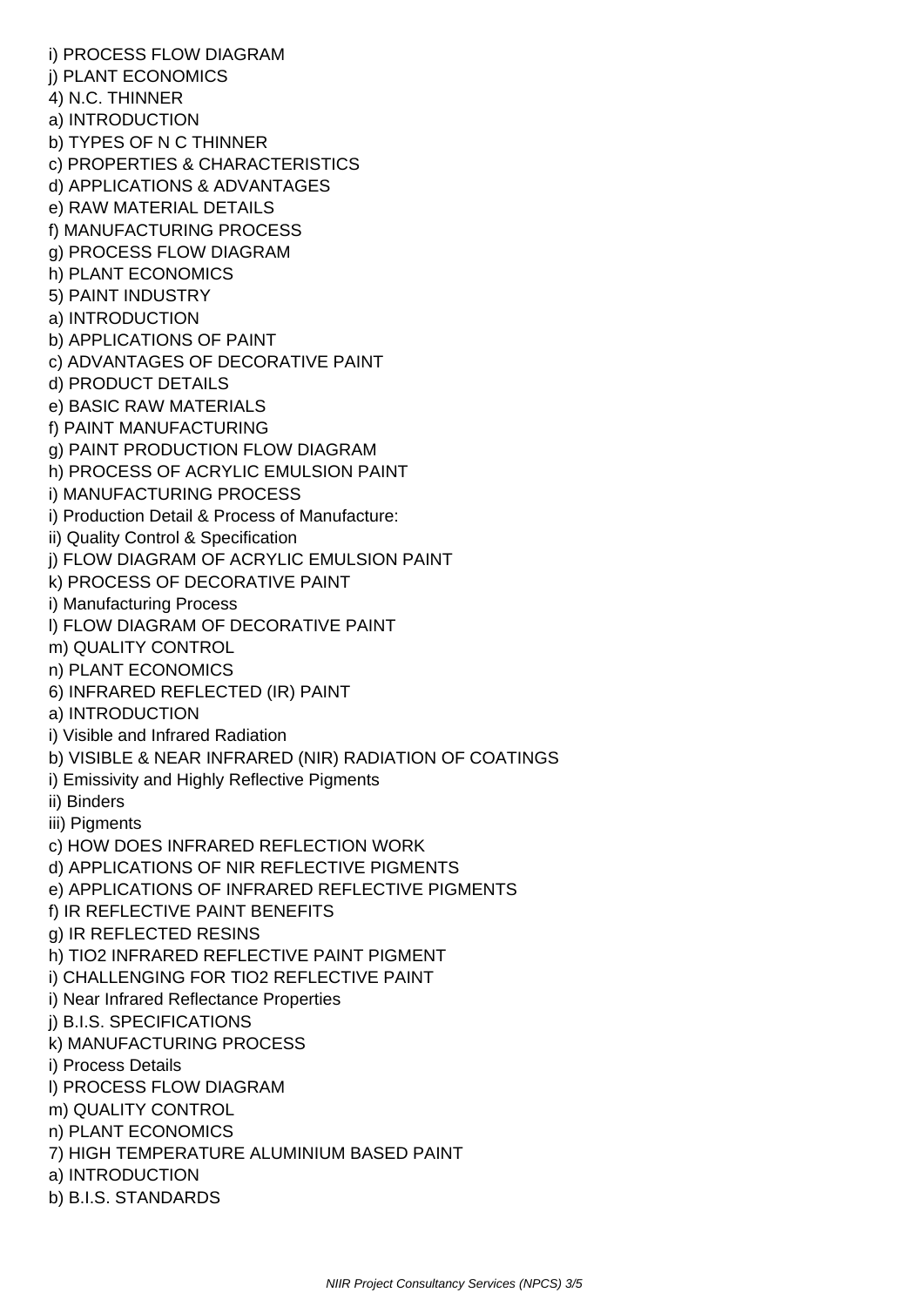i) PROCESS FLOW DIAGRAM
j) PLANT ECONOMICS
4) N.C. THINNER
a) INTRODUCTION
b) TYPES OF N C THINNER
c) PROPERTIES & CHARACTERISTICS
d) APPLICATIONS & ADVANTAGES
e) RAW MATERIAL DETAILS
f) MANUFACTURING PROCESS
g) PROCESS FLOW DIAGRAM
h) PLANT ECONOMICS
5) PAINT INDUSTRY
a) INTRODUCTION
b) APPLICATIONS OF PAINT
c) ADVANTAGES OF DECORATIVE PAINT
d) PRODUCT DETAILS
e) BASIC RAW MATERIALS
f) PAINT MANUFACTURING
g) PAINT PRODUCTION FLOW DIAGRAM
h) PROCESS OF ACRYLIC EMULSION PAINT
i) MANUFACTURING PROCESS
i) Production Detail & Process of Manufacture:
ii) Quality Control & Specification
j) FLOW DIAGRAM OF ACRYLIC EMULSION PAINT
k) PROCESS OF DECORATIVE PAINT
i) Manufacturing Process
l) FLOW DIAGRAM OF DECORATIVE PAINT
m) QUALITY CONTROL
n) PLANT ECONOMICS
6) INFRARED REFLECTED (IR) PAINT
a) INTRODUCTION
i) Visible and Infrared Radiation
b) VISIBLE & NEAR INFRARED (NIR) RADIATION OF COATINGS
i) Emissivity and Highly Reflective Pigments
ii) Binders
iii) Pigments
c) HOW DOES INFRARED REFLECTION WORK
d) APPLICATIONS OF NIR REFLECTIVE PIGMENTS
e) APPLICATIONS OF INFRARED REFLECTIVE PIGMENTS
f) IR REFLECTIVE PAINT BENEFITS
g) IR REFLECTED RESINS
h) TIO2 INFRARED REFLECTIVE PAINT PIGMENT
i) CHALLENGING FOR TIO2 REFLECTIVE PAINT
i) Near Infrared Reflectance Properties
j) B.I.S. SPECIFICATIONS
k) MANUFACTURING PROCESS
i) Process Details
l) PROCESS FLOW DIAGRAM
m) QUALITY CONTROL
n) PLANT ECONOMICS
7) HIGH TEMPERATURE ALUMINIUM BASED PAINT
a) INTRODUCTION
b) B.I.S. STANDARDS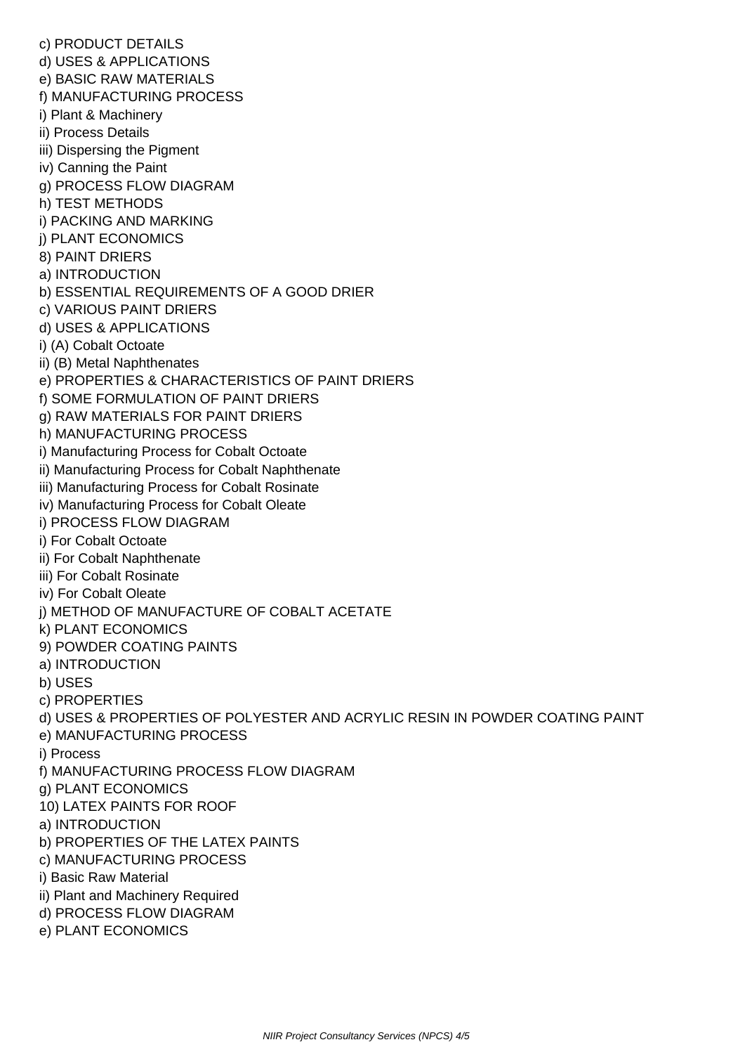c) PRODUCT DETAILS
d) USES & APPLICATIONS
e) BASIC RAW MATERIALS
f) MANUFACTURING PROCESS
i) Plant & Machinery
ii) Process Details
iii) Dispersing the Pigment
iv) Canning the Paint
g) PROCESS FLOW DIAGRAM
h) TEST METHODS
i) PACKING AND MARKING
j) PLANT ECONOMICS
8) PAINT DRIERS
a) INTRODUCTION
b) ESSENTIAL REQUIREMENTS OF A GOOD DRIER
c) VARIOUS PAINT DRIERS
d) USES & APPLICATIONS
i) (A) Cobalt Octoate
ii) (B) Metal Naphthenates
e) PROPERTIES & CHARACTERISTICS OF PAINT DRIERS
f) SOME FORMULATION OF PAINT DRIERS
g) RAW MATERIALS FOR PAINT DRIERS
h) MANUFACTURING PROCESS
i) Manufacturing Process for Cobalt Octoate
ii) Manufacturing Process for Cobalt Naphthenate
iii) Manufacturing Process for Cobalt Rosinate
iv) Manufacturing Process for Cobalt Oleate
i) PROCESS FLOW DIAGRAM
i) For Cobalt Octoate
ii) For Cobalt Naphthenate
iii) For Cobalt Rosinate
iv) For Cobalt Oleate
j) METHOD OF MANUFACTURE OF COBALT ACETATE
k) PLANT ECONOMICS
9) POWDER COATING PAINTS
a) INTRODUCTION
b) USES
c) PROPERTIES
d) USES & PROPERTIES OF POLYESTER AND ACRYLIC RESIN IN POWDER COATING PAINT
e) MANUFACTURING PROCESS
i) Process
f) MANUFACTURING PROCESS FLOW DIAGRAM
g) PLANT ECONOMICS
10) LATEX PAINTS FOR ROOF
a) INTRODUCTION
b) PROPERTIES OF THE LATEX PAINTS
c) MANUFACTURING PROCESS
i) Basic Raw Material
ii) Plant and Machinery Required
d) PROCESS FLOW DIAGRAM
e) PLANT ECONOMICS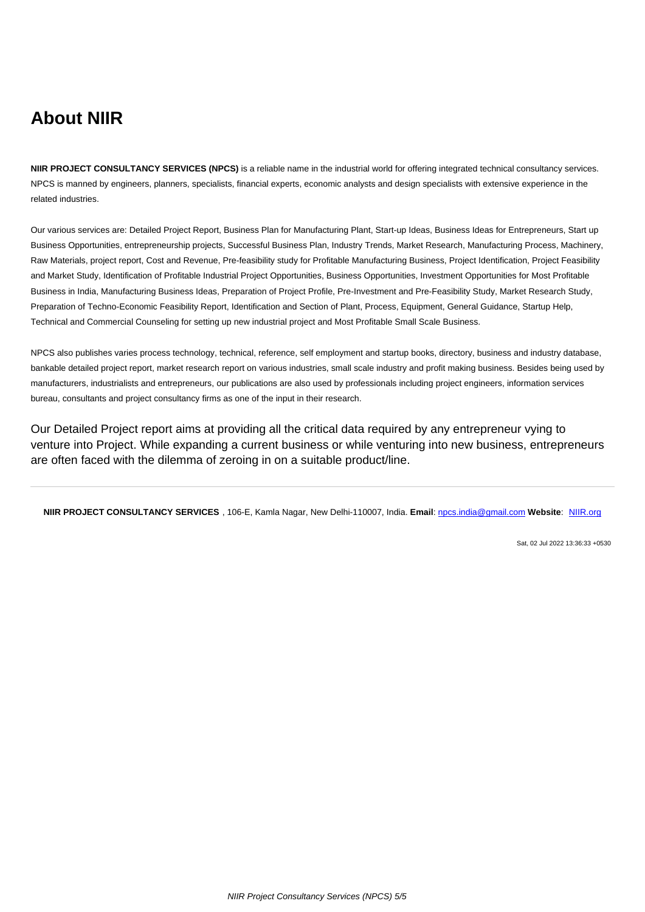# About NIIR

**NIIR PROJECT CONSULTANCY SERVICES (NPCS)** is a reliable name in the industrial world for offering integrated technical consultancy services. NPCS is manned by engineers, planners, specialists, financial experts, economic analysts and design specialists with extensive experience in the related industries.

Our various services are: Detailed Project Report, Business Plan for Manufacturing Plant, Start-up Ideas, Business Ideas for Entrepreneurs, Start up Business Opportunities, entrepreneurship projects, Successful Business Plan, Industry Trends, Market Research, Manufacturing Process, Machinery, Raw Materials, project report, Cost and Revenue, Pre-feasibility study for Profitable Manufacturing Business, Project Identification, Project Feasibility and Market Study, Identification of Profitable Industrial Project Opportunities, Business Opportunities, Investment Opportunities for Most Profitable Business in India, Manufacturing Business Ideas, Preparation of Project Profile, Pre-Investment and Pre-Feasibility Study, Market Research Study, Preparation of Techno-Economic Feasibility Report, Identification and Section of Plant, Process, Equipment, General Guidance, Startup Help, Technical and Commercial Counseling for setting up new industrial project and Most Profitable Small Scale Business.

NPCS also publishes varies process technology, technical, reference, self employment and startup books, directory, business and industry database, bankable detailed project report, market research report on various industries, small scale industry and profit making business. Besides being used by manufacturers, industrialists and entrepreneurs, our publications are also used by professionals including project engineers, information services bureau, consultants and project consultancy firms as one of the input in their research.

Our Detailed Project report aims at providing all the critical data required by any entrepreneur vying to venture into Project. While expanding a current business or while venturing into new business, entrepreneurs are often faced with the dilemma of zeroing in on a suitable product/line.

---

**NIIR PROJECT CONSULTANCY SERVICES** , 106-E, Kamla Nagar, New Delhi-110007, India. **Email**: npcs.india@gmail.com **Website**: NIIR.org

Sat, 02 Jul 2022 13:36:33 +0530